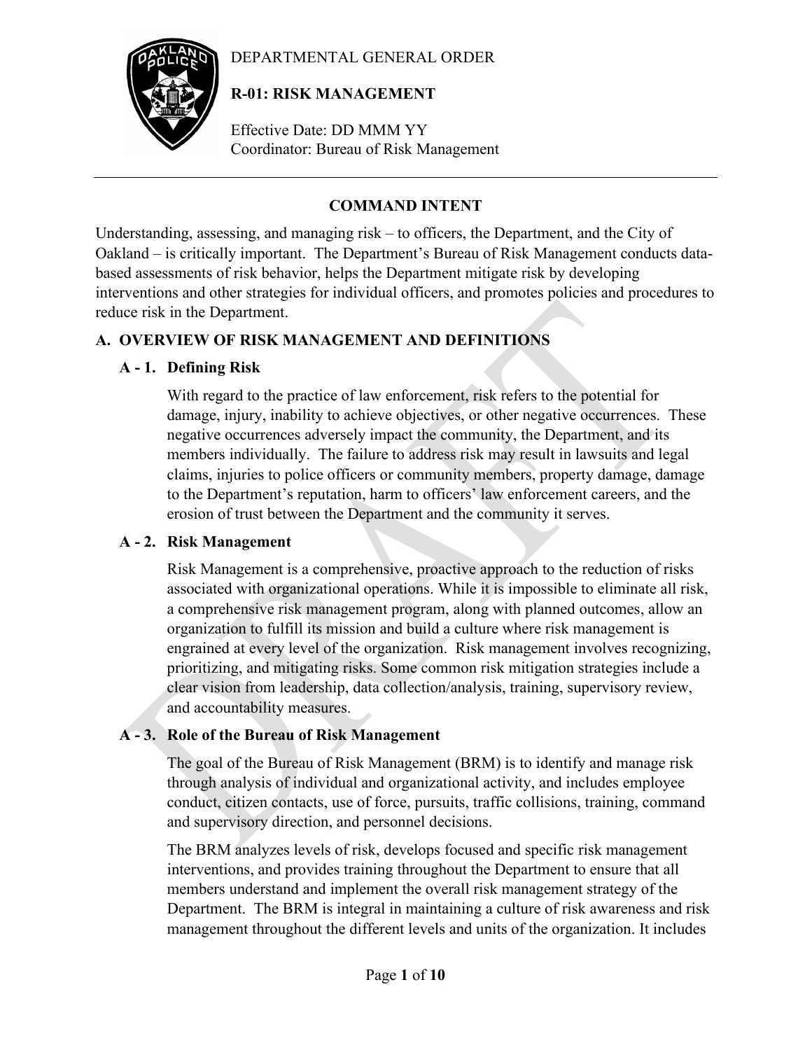DEPARTMENTAL GENERAL ORDER

# R-01: RISK MANAGEMENT

Effective Date: DD MMM YY
Coordinator: Bureau of Risk Management

## COMMAND INTENT

Understanding, assessing, and managing risk – to officers, the Department, and the City of Oakland – is critically important. The Department's Bureau of Risk Management conducts data-based assessments of risk behavior, helps the Department mitigate risk by developing interventions and other strategies for individual officers, and promotes policies and procedures to reduce risk in the Department.

## A. OVERVIEW OF RISK MANAGEMENT AND DEFINITIONS

### A - 1. Defining Risk

With regard to the practice of law enforcement, risk refers to the potential for damage, injury, inability to achieve objectives, or other negative occurrences. These negative occurrences adversely impact the community, the Department, and its members individually. The failure to address risk may result in lawsuits and legal claims, injuries to police officers or community members, property damage, damage to the Department's reputation, harm to officers' law enforcement careers, and the erosion of trust between the Department and the community it serves.

### A - 2. Risk Management

Risk Management is a comprehensive, proactive approach to the reduction of risks associated with organizational operations. While it is impossible to eliminate all risk, a comprehensive risk management program, along with planned outcomes, allow an organization to fulfill its mission and build a culture where risk management is engrained at every level of the organization. Risk management involves recognizing, prioritizing, and mitigating risks. Some common risk mitigation strategies include a clear vision from leadership, data collection/analysis, training, supervisory review, and accountability measures.

### A - 3. Role of the Bureau of Risk Management

The goal of the Bureau of Risk Management (BRM) is to identify and manage risk through analysis of individual and organizational activity, and includes employee conduct, citizen contacts, use of force, pursuits, traffic collisions, training, command and supervisory direction, and personnel decisions.

The BRM analyzes levels of risk, develops focused and specific risk management interventions, and provides training throughout the Department to ensure that all members understand and implement the overall risk management strategy of the Department. The BRM is integral in maintaining a culture of risk awareness and risk management throughout the different levels and units of the organization. It includes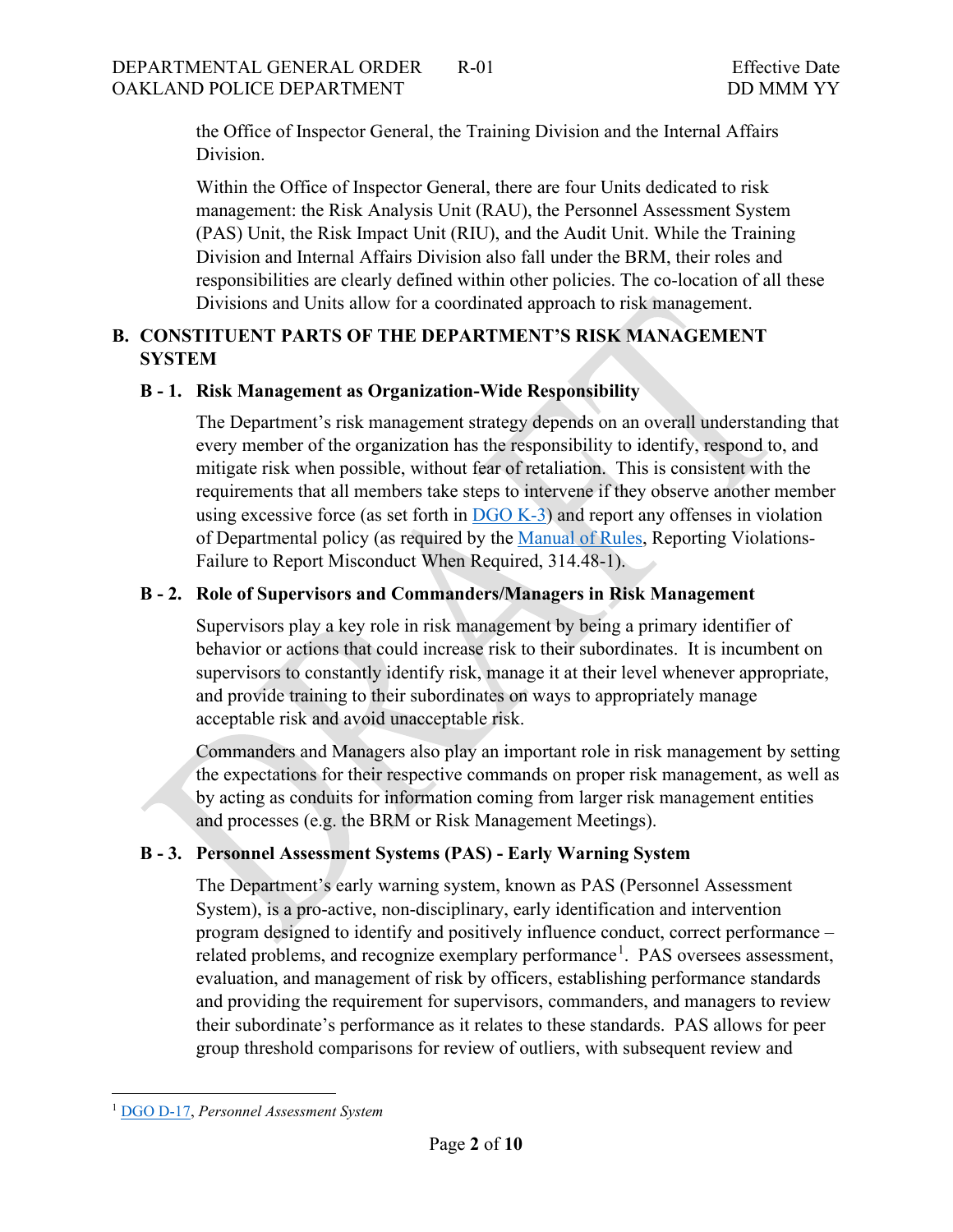the Office of Inspector General, the Training Division and the Internal Affairs Division.

Within the Office of Inspector General, there are four Units dedicated to risk management: the Risk Analysis Unit (RAU), the Personnel Assessment System (PAS) Unit, the Risk Impact Unit (RIU), and the Audit Unit. While the Training Division and Internal Affairs Division also fall under the BRM, their roles and responsibilities are clearly defined within other policies. The co-location of all these Divisions and Units allow for a coordinated approach to risk management.

## B. CONSTITUENT PARTS OF THE DEPARTMENT'S RISK MANAGEMENT SYSTEM

### B - 1. Risk Management as Organization-Wide Responsibility

The Department's risk management strategy depends on an overall understanding that every member of the organization has the responsibility to identify, respond to, and mitigate risk when possible, without fear of retaliation. This is consistent with the requirements that all members take steps to intervene if they observe another member using excessive force (as set forth in DGO K-3) and report any offenses in violation of Departmental policy (as required by the Manual of Rules, Reporting Violations-Failure to Report Misconduct When Required, 314.48-1).

### B - 2. Role of Supervisors and Commanders/Managers in Risk Management

Supervisors play a key role in risk management by being a primary identifier of behavior or actions that could increase risk to their subordinates. It is incumbent on supervisors to constantly identify risk, manage it at their level whenever appropriate, and provide training to their subordinates on ways to appropriately manage acceptable risk and avoid unacceptable risk.

Commanders and Managers also play an important role in risk management by setting the expectations for their respective commands on proper risk management, as well as by acting as conduits for information coming from larger risk management entities and processes (e.g. the BRM or Risk Management Meetings).

### B - 3. Personnel Assessment Systems (PAS) - Early Warning System

The Department's early warning system, known as PAS (Personnel Assessment System), is a pro-active, non-disciplinary, early identification and intervention program designed to identify and positively influence conduct, correct performance – related problems, and recognize exemplary performance[1]. PAS oversees assessment, evaluation, and management of risk by officers, establishing performance standards and providing the requirement for supervisors, commanders, and managers to review their subordinate's performance as it relates to these standards. PAS allows for peer group threshold comparisons for review of outliers, with subsequent review and

---

[1] DGO D-17, *Personnel Assessment System*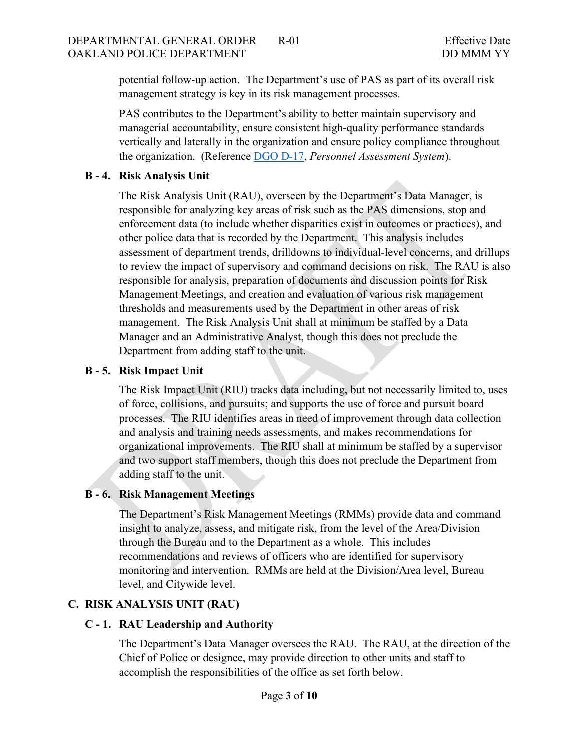potential follow-up action. The Department's use of PAS as part of its overall risk management strategy is key in its risk management processes.

PAS contributes to the Department's ability to better maintain supervisory and managerial accountability, ensure consistent high-quality performance standards vertically and laterally in the organization and ensure policy compliance throughout the organization. (Reference DGO D-17, *Personnel Assessment System*).

### B - 4. Risk Analysis Unit

The Risk Analysis Unit (RAU), overseen by the Department's Data Manager, is responsible for analyzing key areas of risk such as the PAS dimensions, stop and enforcement data (to include whether disparities exist in outcomes or practices), and other police data that is recorded by the Department. This analysis includes assessment of department trends, drilldowns to individual-level concerns, and drillups to review the impact of supervisory and command decisions on risk. The RAU is also responsible for analysis, preparation of documents and discussion points for Risk Management Meetings, and creation and evaluation of various risk management thresholds and measurements used by the Department in other areas of risk management. The Risk Analysis Unit shall at minimum be staffed by a Data Manager and an Administrative Analyst, though this does not preclude the Department from adding staff to the unit.

### B - 5. Risk Impact Unit

The Risk Impact Unit (RIU) tracks data including, but not necessarily limited to, uses of force, collisions, and pursuits; and supports the use of force and pursuit board processes. The RIU identifies areas in need of improvement through data collection and analysis and training needs assessments, and makes recommendations for organizational improvements. The RIU shall at minimum be staffed by a supervisor and two support staff members, though this does not preclude the Department from adding staff to the unit.

### B - 6. Risk Management Meetings

The Department's Risk Management Meetings (RMMs) provide data and command insight to analyze, assess, and mitigate risk, from the level of the Area/Division through the Bureau and to the Department as a whole. This includes recommendations and reviews of officers who are identified for supervisory monitoring and intervention. RMMs are held at the Division/Area level, Bureau level, and Citywide level.

## C. RISK ANALYSIS UNIT (RAU)

### C - 1. RAU Leadership and Authority

The Department's Data Manager oversees the RAU. The RAU, at the direction of the Chief of Police or designee, may provide direction to other units and staff to accomplish the responsibilities of the office as set forth below.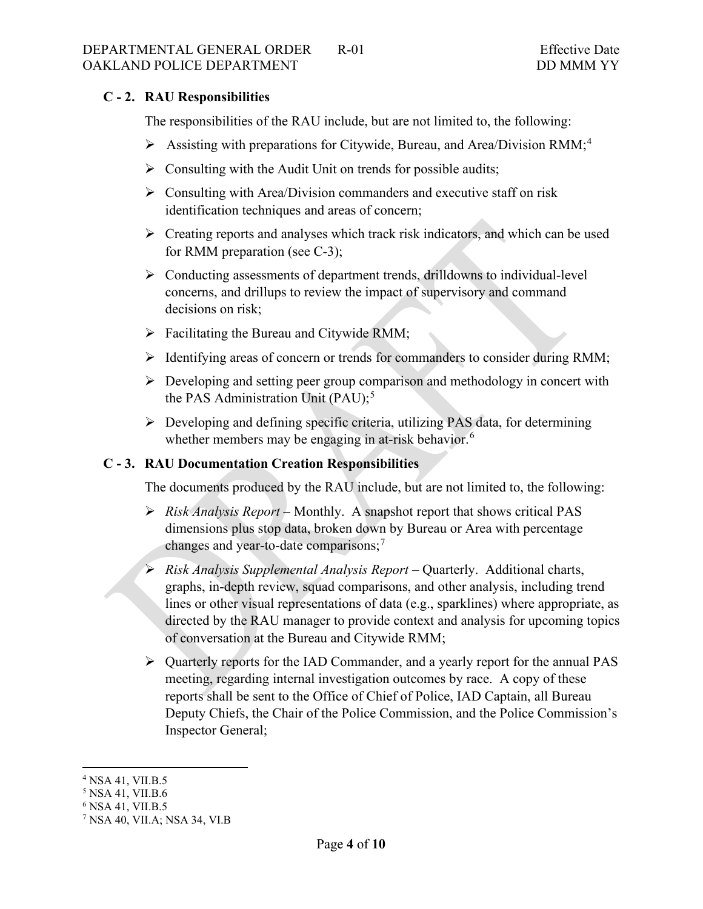### C - 2. RAU Responsibilities

The responsibilities of the RAU include, but are not limited to, the following:

- Assisting with preparations for Citywide, Bureau, and Area/Division RMM;[4]
- Consulting with the Audit Unit on trends for possible audits;
- Consulting with Area/Division commanders and executive staff on risk identification techniques and areas of concern;
- Creating reports and analyses which track risk indicators, and which can be used for RMM preparation (see C-3);
- Conducting assessments of department trends, drilldowns to individual-level concerns, and drillups to review the impact of supervisory and command decisions on risk;
- Facilitating the Bureau and Citywide RMM;
- Identifying areas of concern or trends for commanders to consider during RMM;
- Developing and setting peer group comparison and methodology in concert with the PAS Administration Unit (PAU);[5]
- Developing and defining specific criteria, utilizing PAS data, for determining whether members may be engaging in at-risk behavior.[6]

### C - 3. RAU Documentation Creation Responsibilities

The documents produced by the RAU include, but are not limited to, the following:

- *Risk Analysis Report* – Monthly. A snapshot report that shows critical PAS dimensions plus stop data, broken down by Bureau or Area with percentage changes and year-to-date comparisons;[7]
- *Risk Analysis Supplemental Analysis Report* – Quarterly. Additional charts, graphs, in-depth review, squad comparisons, and other analysis, including trend lines or other visual representations of data (e.g., sparklines) where appropriate, as directed by the RAU manager to provide context and analysis for upcoming topics of conversation at the Bureau and Citywide RMM;
- Quarterly reports for the IAD Commander, and a yearly report for the annual PAS meeting, regarding internal investigation outcomes by race. A copy of these reports shall be sent to the Office of Chief of Police, IAD Captain, all Bureau Deputy Chiefs, the Chair of the Police Commission, and the Police Commission's Inspector General;

---

[4] NSA 41, VII.B.5

[5] NSA 41, VII.B.6

[6] NSA 41, VII.B.5

[7] NSA 40, VII.A; NSA 34, VI.B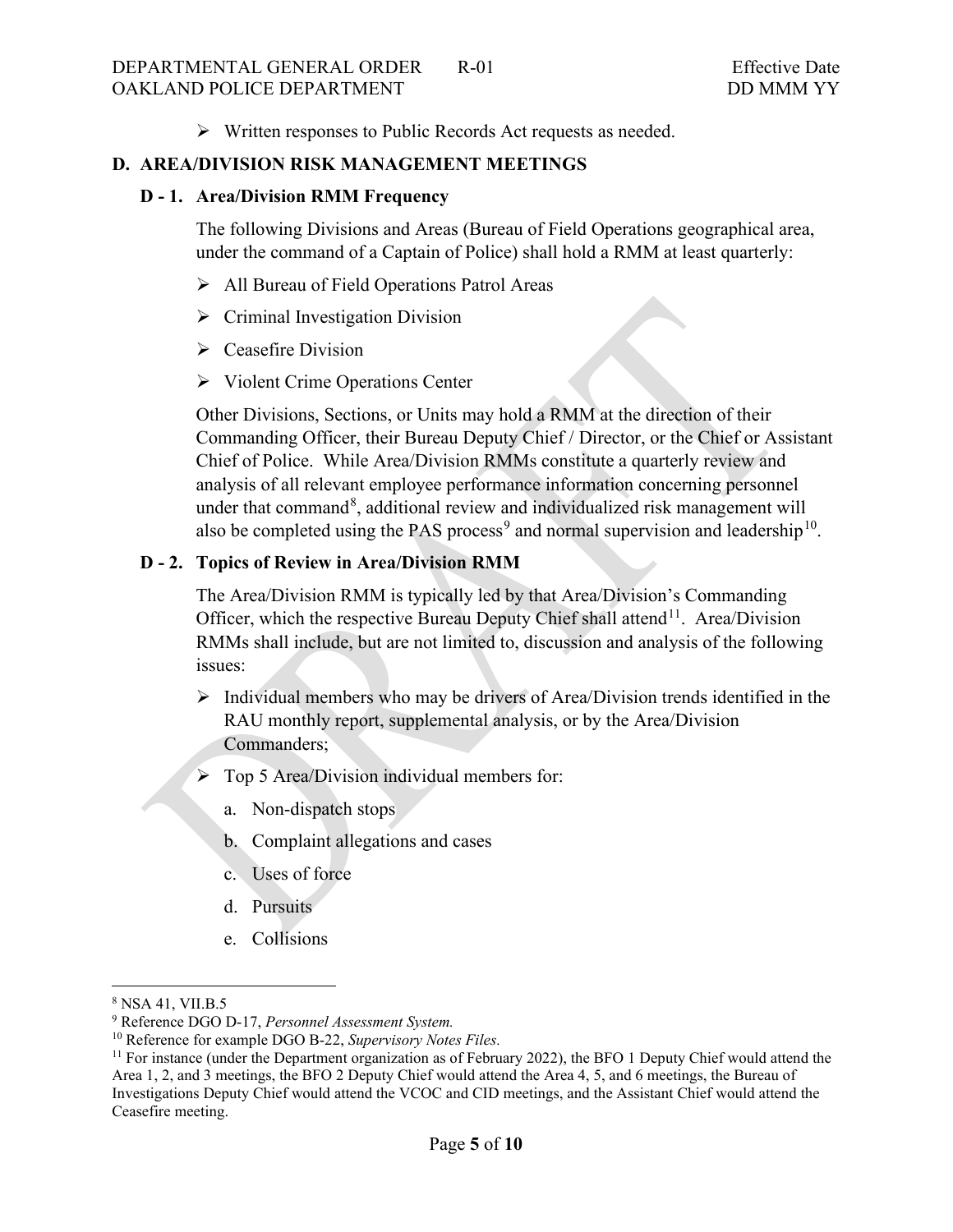- Written responses to Public Records Act requests as needed.

## D. AREA/DIVISION RISK MANAGEMENT MEETINGS

### D - 1. Area/Division RMM Frequency

The following Divisions and Areas (Bureau of Field Operations geographical area, under the command of a Captain of Police) shall hold a RMM at least quarterly:

- All Bureau of Field Operations Patrol Areas
- Criminal Investigation Division
- Ceasefire Division
- Violent Crime Operations Center

Other Divisions, Sections, or Units may hold a RMM at the direction of their Commanding Officer, their Bureau Deputy Chief / Director, or the Chief or Assistant Chief of Police. While Area/Division RMMs constitute a quarterly review and analysis of all relevant employee performance information concerning personnel under that command[8], additional review and individualized risk management will also be completed using the PAS process[9] and normal supervision and leadership[10].

### D - 2. Topics of Review in Area/Division RMM

The Area/Division RMM is typically led by that Area/Division's Commanding Officer, which the respective Bureau Deputy Chief shall attend[11]. Area/Division RMMs shall include, but are not limited to, discussion and analysis of the following issues:

- Individual members who may be drivers of Area/Division trends identified in the RAU monthly report, supplemental analysis, or by the Area/Division Commanders;
- Top 5 Area/Division individual members for:
  a. Non-dispatch stops
  b. Complaint allegations and cases
  c. Uses of force
  d. Pursuits
  e. Collisions

---

[8] NSA 41, VII.B.5

[9] Reference DGO D-17, *Personnel Assessment System.*

[10] Reference for example DGO B-22, *Supervisory Notes Files.*

[11] For instance (under the Department organization as of February 2022), the BFO 1 Deputy Chief would attend the Area 1, 2, and 3 meetings, the BFO 2 Deputy Chief would attend the Area 4, 5, and 6 meetings, the Bureau of Investigations Deputy Chief would attend the VCOC and CID meetings, and the Assistant Chief would attend the Ceasefire meeting.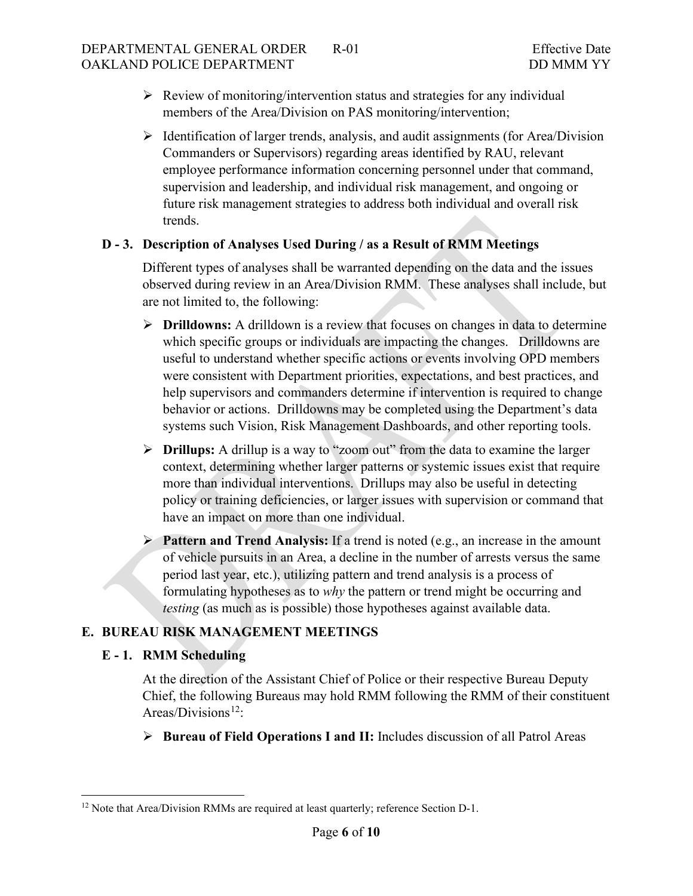- Review of monitoring/intervention status and strategies for any individual members of the Area/Division on PAS monitoring/intervention;
- Identification of larger trends, analysis, and audit assignments (for Area/Division Commanders or Supervisors) regarding areas identified by RAU, relevant employee performance information concerning personnel under that command, supervision and leadership, and individual risk management, and ongoing or future risk management strategies to address both individual and overall risk trends.

### D - 3. Description of Analyses Used During / as a Result of RMM Meetings

Different types of analyses shall be warranted depending on the data and the issues observed during review in an Area/Division RMM. These analyses shall include, but are not limited to, the following:

- **Drilldowns:** A drilldown is a review that focuses on changes in data to determine which specific groups or individuals are impacting the changes. Drilldowns are useful to understand whether specific actions or events involving OPD members were consistent with Department priorities, expectations, and best practices, and help supervisors and commanders determine if intervention is required to change behavior or actions. Drilldowns may be completed using the Department's data systems such Vision, Risk Management Dashboards, and other reporting tools.
- **Drillups:** A drillup is a way to "zoom out" from the data to examine the larger context, determining whether larger patterns or systemic issues exist that require more than individual interventions. Drillups may also be useful in detecting policy or training deficiencies, or larger issues with supervision or command that have an impact on more than one individual.
- **Pattern and Trend Analysis:** If a trend is noted (e.g., an increase in the amount of vehicle pursuits in an Area, a decline in the number of arrests versus the same period last year, etc.), utilizing pattern and trend analysis is a process of formulating hypotheses as to *why* the pattern or trend might be occurring and *testing* (as much as is possible) those hypotheses against available data.

## E. BUREAU RISK MANAGEMENT MEETINGS

### E - 1. RMM Scheduling

At the direction of the Assistant Chief of Police or their respective Bureau Deputy Chief, the following Bureaus may hold RMM following the RMM of their constituent Areas/Divisions[12]:

- **Bureau of Field Operations I and II:** Includes discussion of all Patrol Areas

[12] Note that Area/Division RMMs are required at least quarterly; reference Section D-1.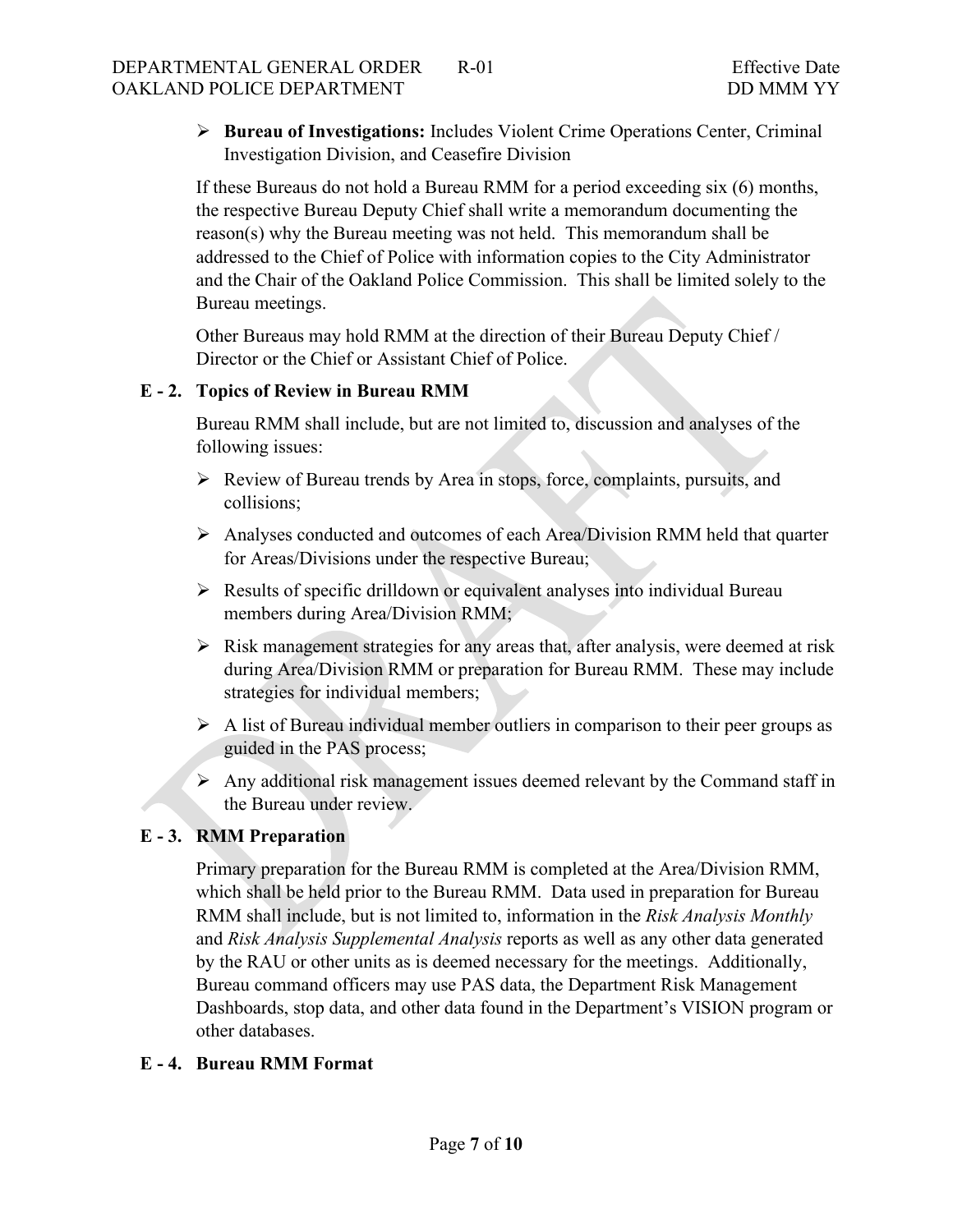- **Bureau of Investigations:** Includes Violent Crime Operations Center, Criminal Investigation Division, and Ceasefire Division

If these Bureaus do not hold a Bureau RMM for a period exceeding six (6) months, the respective Bureau Deputy Chief shall write a memorandum documenting the reason(s) why the Bureau meeting was not held. This memorandum shall be addressed to the Chief of Police with information copies to the City Administrator and the Chair of the Oakland Police Commission. This shall be limited solely to the Bureau meetings.

Other Bureaus may hold RMM at the direction of their Bureau Deputy Chief / Director or the Chief or Assistant Chief of Police.

### E - 2. Topics of Review in Bureau RMM

Bureau RMM shall include, but are not limited to, discussion and analyses of the following issues:

- Review of Bureau trends by Area in stops, force, complaints, pursuits, and collisions;
- Analyses conducted and outcomes of each Area/Division RMM held that quarter for Areas/Divisions under the respective Bureau;
- Results of specific drilldown or equivalent analyses into individual Bureau members during Area/Division RMM;
- Risk management strategies for any areas that, after analysis, were deemed at risk during Area/Division RMM or preparation for Bureau RMM. These may include strategies for individual members;
- A list of Bureau individual member outliers in comparison to their peer groups as guided in the PAS process;
- Any additional risk management issues deemed relevant by the Command staff in the Bureau under review.

### E - 3. RMM Preparation

Primary preparation for the Bureau RMM is completed at the Area/Division RMM, which shall be held prior to the Bureau RMM. Data used in preparation for Bureau RMM shall include, but is not limited to, information in the *Risk Analysis Monthly* and *Risk Analysis Supplemental Analysis* reports as well as any other data generated by the RAU or other units as is deemed necessary for the meetings. Additionally, Bureau command officers may use PAS data, the Department Risk Management Dashboards, stop data, and other data found in the Department's VISION program or other databases.

### E - 4. Bureau RMM Format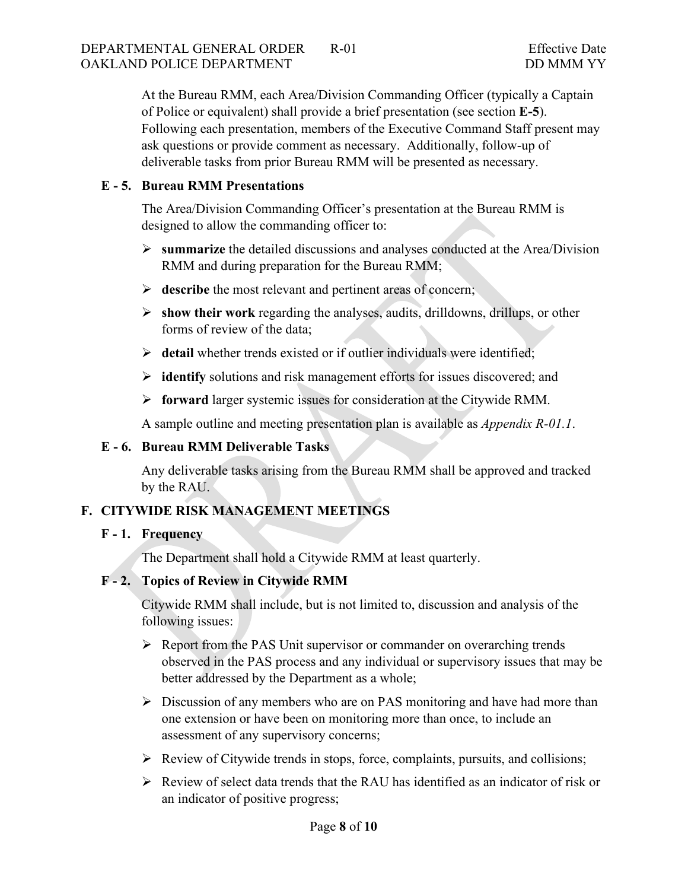At the Bureau RMM, each Area/Division Commanding Officer (typically a Captain of Police or equivalent) shall provide a brief presentation (see section **E-5**). Following each presentation, members of the Executive Command Staff present may ask questions or provide comment as necessary. Additionally, follow-up of deliverable tasks from prior Bureau RMM will be presented as necessary.

### E - 5. Bureau RMM Presentations

The Area/Division Commanding Officer's presentation at the Bureau RMM is designed to allow the commanding officer to:

- **summarize** the detailed discussions and analyses conducted at the Area/Division RMM and during preparation for the Bureau RMM;
- **describe** the most relevant and pertinent areas of concern;
- **show their work** regarding the analyses, audits, drilldowns, drillups, or other forms of review of the data;
- **detail** whether trends existed or if outlier individuals were identified;
- **identify** solutions and risk management efforts for issues discovered; and
- **forward** larger systemic issues for consideration at the Citywide RMM.

A sample outline and meeting presentation plan is available as *Appendix R-01.1*.

### E - 6. Bureau RMM Deliverable Tasks

Any deliverable tasks arising from the Bureau RMM shall be approved and tracked by the RAU.

## F. CITYWIDE RISK MANAGEMENT MEETINGS

### F - 1. Frequency

The Department shall hold a Citywide RMM at least quarterly.

### F - 2. Topics of Review in Citywide RMM

Citywide RMM shall include, but is not limited to, discussion and analysis of the following issues:

- Report from the PAS Unit supervisor or commander on overarching trends observed in the PAS process and any individual or supervisory issues that may be better addressed by the Department as a whole;
- Discussion of any members who are on PAS monitoring and have had more than one extension or have been on monitoring more than once, to include an assessment of any supervisory concerns;
- Review of Citywide trends in stops, force, complaints, pursuits, and collisions;
- Review of select data trends that the RAU has identified as an indicator of risk or an indicator of positive progress;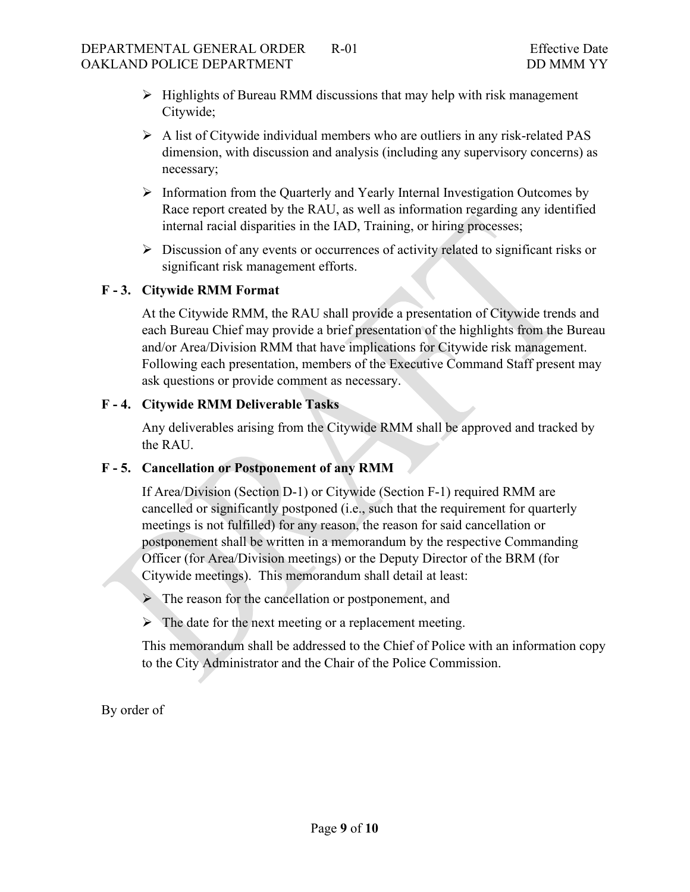- Highlights of Bureau RMM discussions that may help with risk management Citywide;
- A list of Citywide individual members who are outliers in any risk-related PAS dimension, with discussion and analysis (including any supervisory concerns) as necessary;
- Information from the Quarterly and Yearly Internal Investigation Outcomes by Race report created by the RAU, as well as information regarding any identified internal racial disparities in the IAD, Training, or hiring processes;
- Discussion of any events or occurrences of activity related to significant risks or significant risk management efforts.

### F - 3. Citywide RMM Format

At the Citywide RMM, the RAU shall provide a presentation of Citywide trends and each Bureau Chief may provide a brief presentation of the highlights from the Bureau and/or Area/Division RMM that have implications for Citywide risk management. Following each presentation, members of the Executive Command Staff present may ask questions or provide comment as necessary.

### F - 4. Citywide RMM Deliverable Tasks

Any deliverables arising from the Citywide RMM shall be approved and tracked by the RAU.

### F - 5. Cancellation or Postponement of any RMM

If Area/Division (Section D-1) or Citywide (Section F-1) required RMM are cancelled or significantly postponed (i.e., such that the requirement for quarterly meetings is not fulfilled) for any reason, the reason for said cancellation or postponement shall be written in a memorandum by the respective Commanding Officer (for Area/Division meetings) or the Deputy Director of the BRM (for Citywide meetings). This memorandum shall detail at least:

- The reason for the cancellation or postponement, and
- The date for the next meeting or a replacement meeting.

This memorandum shall be addressed to the Chief of Police with an information copy to the City Administrator and the Chair of the Police Commission.

By order of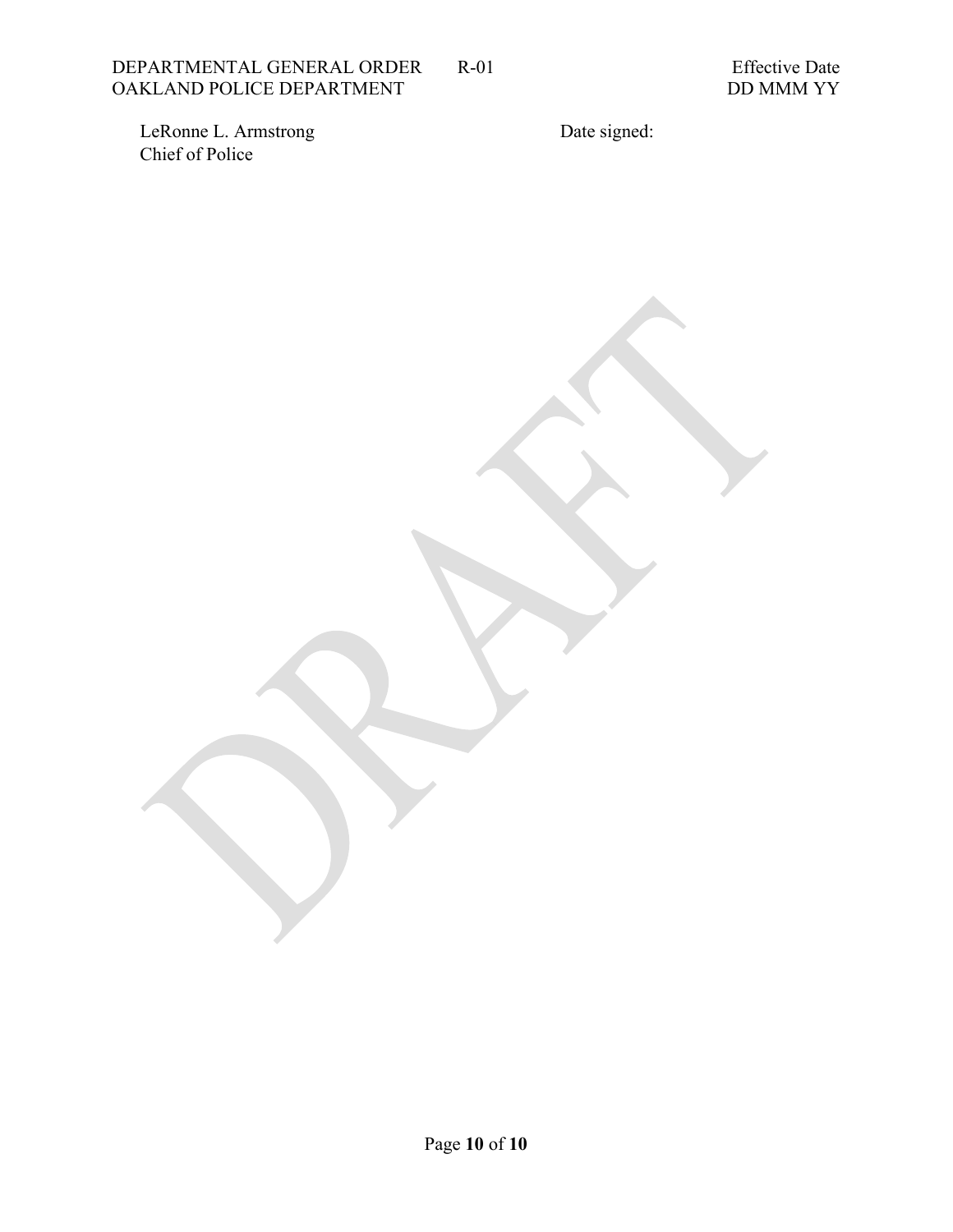LeRonne L. Armstrong
Chief of Police

Date signed: